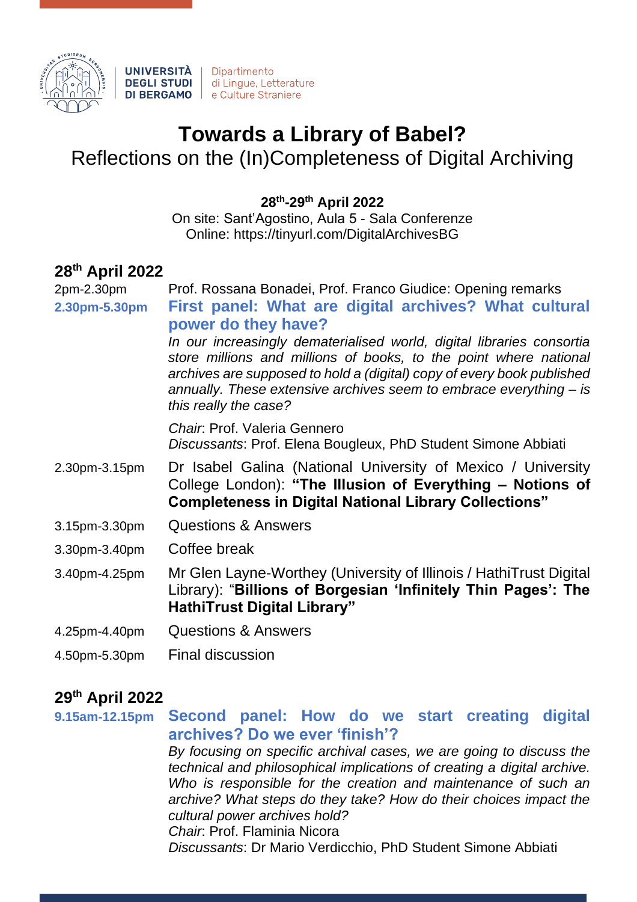UNIVERSITÀ DEGLI STUDI DI BERGAMO | Dipartimento di Lingue, Letterature e Culture Straniere

# Towards a Library of Babel?

## Reflections on the (In)Completeness of Digital Archiving

**28th-29th April 2022**
On site: Sant'Agostino, Aula 5 - Sala Conferenze
Online: https://tinyurl.com/DigitalArchivesBG

### 28th April 2022

2pm-2.30pm — Prof. Rossana Bonadei, Prof. Franco Giudice: Opening remarks

**2.30pm-5.30pm** — **First panel: What are digital archives? What cultural power do they have?**

*In our increasingly dematerialised world, digital libraries consortia store millions and millions of books, to the point where national archives are supposed to hold a (digital) copy of every book published annually. These extensive archives seem to embrace everything – is this really the case?*

*Chair*: Prof. Valeria Gennero
*Discussants*: Prof. Elena Bougleux, PhD Student Simone Abbiati

2.30pm-3.15pm — Dr Isabel Galina (National University of Mexico / University College London): **"The Illusion of Everything – Notions of Completeness in Digital National Library Collections"**

3.15pm-3.30pm — Questions & Answers

3.30pm-3.40pm — Coffee break

3.40pm-4.25pm — Mr Glen Layne-Worthey (University of Illinois / HathiTrust Digital Library): "**Billions of Borgesian 'Infinitely Thin Pages': The HathiTrust Digital Library"**

4.25pm-4.40pm — Questions & Answers

4.50pm-5.30pm — Final discussion

### 29th April 2022

**9.15am-12.15pm** — **Second panel: How do we start creating digital archives? Do we ever 'finish'?**

*By focusing on specific archival cases, we are going to discuss the technical and philosophical implications of creating a digital archive. Who is responsible for the creation and maintenance of such an archive? What steps do they take? How do their choices impact the cultural power archives hold?*

*Chair*: Prof. Flaminia Nicora
*Discussants*: Dr Mario Verdicchio, PhD Student Simone Abbiati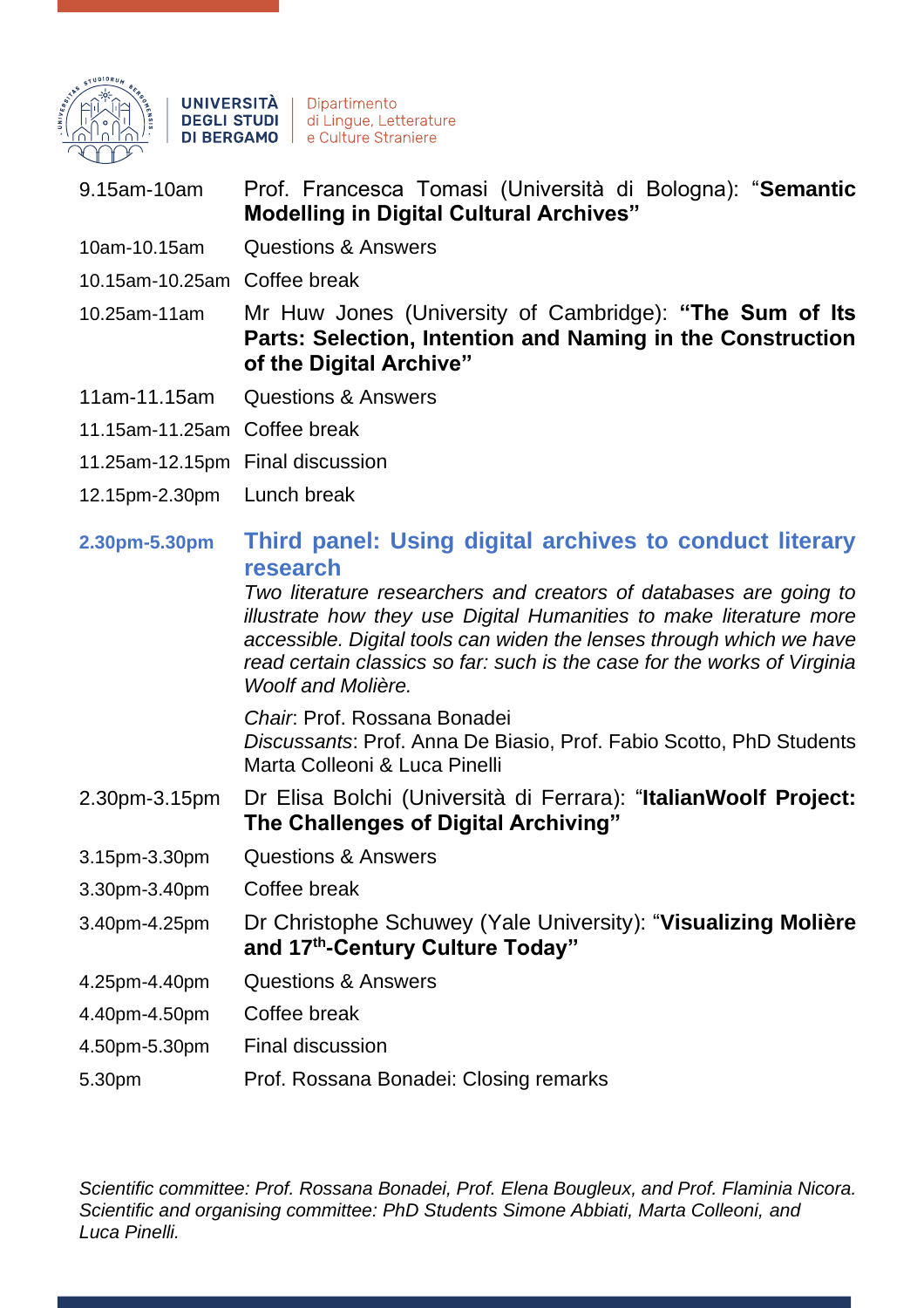UNIVERSITÀ DEGLI STUDI DI BERGAMO | Dipartimento di Lingue, Letterature e Culture Straniere

| | |
|---|---|
| 9.15am-10am | Prof. Francesca Tomasi (Università di Bologna): "**Semantic Modelling in Digital Cultural Archives**" |
| 10am-10.15am | Questions & Answers |
| 10.15am-10.25am | Coffee break |
| 10.25am-11am | Mr Huw Jones (University of Cambridge): **"The Sum of Its Parts: Selection, Intention and Naming in the Construction of the Digital Archive"** |
| 11am-11.15am | Questions & Answers |
| 11.15am-11.25am | Coffee break |
| 11.25am-12.15pm | Final discussion |
| 12.15pm-2.30pm | Lunch break |

## 2.30pm-5.30pm — Third panel: Using digital archives to conduct literary research

*Two literature researchers and creators of databases are going to illustrate how they use Digital Humanities to make literature more accessible. Digital tools can widen the lenses through which we have read certain classics so far: such is the case for the works of Virginia Woolf and Molière.*

*Chair*: Prof. Rossana Bonadei
*Discussants*: Prof. Anna De Biasio, Prof. Fabio Scotto, PhD Students Marta Colleoni & Luca Pinelli

| | |
|---|---|
| 2.30pm-3.15pm | Dr Elisa Bolchi (Università di Ferrara): "**ItalianWoolf Project: The Challenges of Digital Archiving**" |
| 3.15pm-3.30pm | Questions & Answers |
| 3.30pm-3.40pm | Coffee break |
| 3.40pm-4.25pm | Dr Christophe Schuwey (Yale University): "**Visualizing Molière and 17th-Century Culture Today**" |
| 4.25pm-4.40pm | Questions & Answers |
| 4.40pm-4.50pm | Coffee break |
| 4.50pm-5.30pm | Final discussion |
| 5.30pm | Prof. Rossana Bonadei: Closing remarks |

*Scientific committee: Prof. Rossana Bonadei, Prof. Elena Bougleux, and Prof. Flaminia Nicora.*
*Scientific and organising committee: PhD Students Simone Abbiati, Marta Colleoni, and Luca Pinelli.*